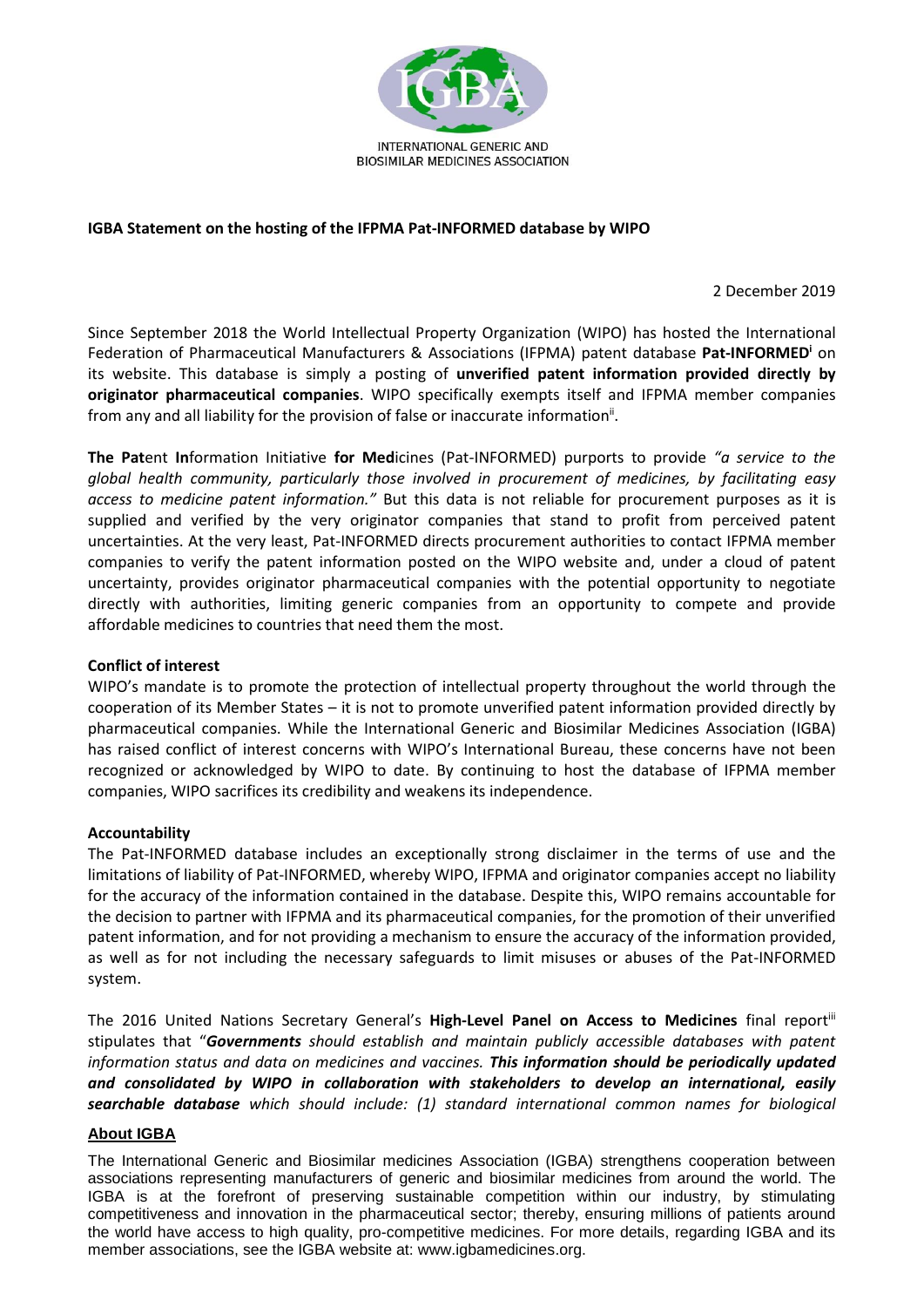INTERNATIONAL GENERIC AND BIOSIMILAR MEDICINES ASSOCIATION

**IGBA Statement on the hosting of the IFPMA Pat-INFORMED database by WIPO**

2 December 2019

Since September 2018 the World Intellectual Property Organization (WIPO) has hosted the International Federation of Pharmaceutical Manufacturers & Associations (IFPMA) patent database **Pat-INFORMED**[i] on its website. This database is simply a posting of **unverified patent information provided directly by originator pharmaceutical companies**. WIPO specifically exempts itself and IFPMA member companies from any and all liability for the provision of false or inaccurate information[ii].

**The Pat**ent **In**formation Initiative **for Med**icines (Pat-INFORMED) purports to provide *"a service to the global health community, particularly those involved in procurement of medicines, by facilitating easy access to medicine patent information."* But this data is not reliable for procurement purposes as it is supplied and verified by the very originator companies that stand to profit from perceived patent uncertainties. At the very least, Pat-INFORMED directs procurement authorities to contact IFPMA member companies to verify the patent information posted on the WIPO website and, under a cloud of patent uncertainty, provides originator pharmaceutical companies with the potential opportunity to negotiate directly with authorities, limiting generic companies from an opportunity to compete and provide affordable medicines to countries that need them the most.

**Conflict of interest**

WIPO's mandate is to promote the protection of intellectual property throughout the world through the cooperation of its Member States – it is not to promote unverified patent information provided directly by pharmaceutical companies. While the International Generic and Biosimilar Medicines Association (IGBA) has raised conflict of interest concerns with WIPO's International Bureau, these concerns have not been recognized or acknowledged by WIPO to date. By continuing to host the database of IFPMA member companies, WIPO sacrifices its credibility and weakens its independence.

**Accountability**

The Pat-INFORMED database includes an exceptionally strong disclaimer in the terms of use and the limitations of liability of Pat-INFORMED, whereby WIPO, IFPMA and originator companies accept no liability for the accuracy of the information contained in the database. Despite this, WIPO remains accountable for the decision to partner with IFPMA and its pharmaceutical companies, for the promotion of their unverified patent information, and for not providing a mechanism to ensure the accuracy of the information provided, as well as for not including the necessary safeguards to limit misuses or abuses of the Pat-INFORMED system.

The 2016 United Nations Secretary General's **High-Level Panel on Access to Medicines** final report[iii] stipulates that "***Governments*** *should establish and maintain publicly accessible databases with patent information status and data on medicines and vaccines.* ***This information should be periodically updated and consolidated by WIPO in collaboration with stakeholders to develop an international, easily searchable database*** *which should include: (1) standard international common names for biological*

**About IGBA**

The International Generic and Biosimilar medicines Association (IGBA) strengthens cooperation between associations representing manufacturers of generic and biosimilar medicines from around the world. The IGBA is at the forefront of preserving sustainable competition within our industry, by stimulating competitiveness and innovation in the pharmaceutical sector; thereby, ensuring millions of patients around the world have access to high quality, pro-competitive medicines. For more details, regarding IGBA and its member associations, see the IGBA website at: www.igbamedicines.org.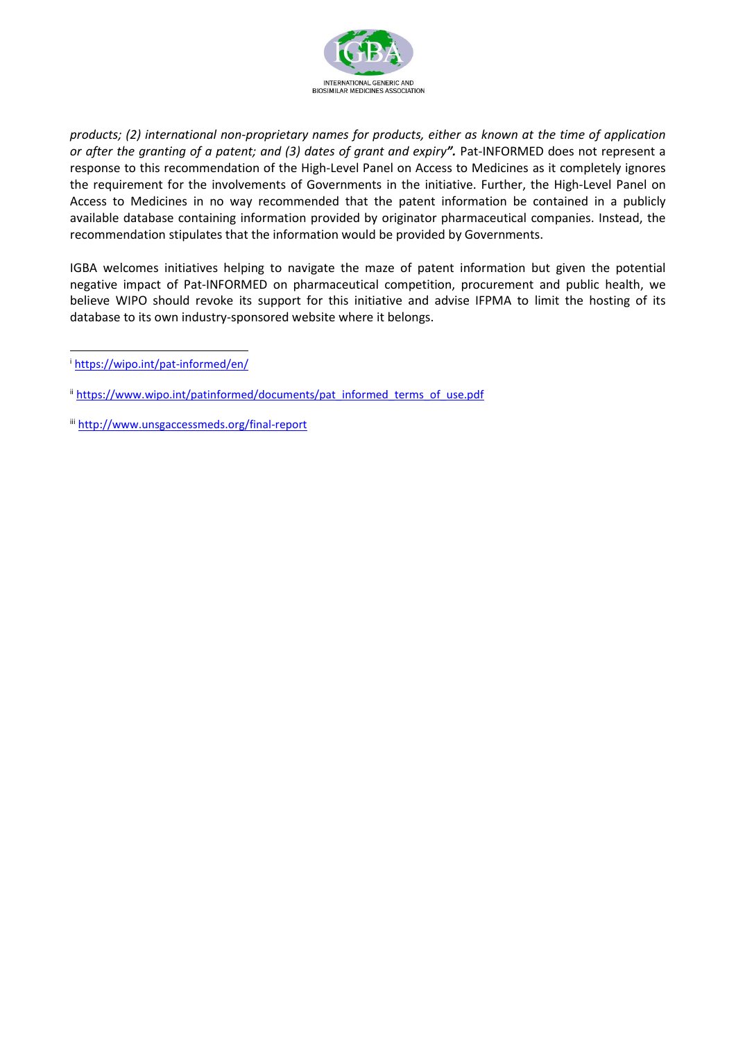*products; (2) international non-proprietary names for products, either as known at the time of application or after the granting of a patent; and (3) dates of grant and expiry***"**. Pat-INFORMED does not represent a response to this recommendation of the High-Level Panel on Access to Medicines as it completely ignores the requirement for the involvements of Governments in the initiative. Further, the High-Level Panel on Access to Medicines in no way recommended that the patent information be contained in a publicly available database containing information provided by originator pharmaceutical companies. Instead, the recommendation stipulates that the information would be provided by Governments.

IGBA welcomes initiatives helping to navigate the maze of patent information but given the potential negative impact of Pat-INFORMED on pharmaceutical competition, procurement and public health, we believe WIPO should revoke its support for this initiative and advise IFPMA to limit the hosting of its database to its own industry-sponsored website where it belongs.

---

[i] https://wipo.int/pat-informed/en/

[ii] https://www.wipo.int/patinformed/documents/pat_informed_terms_of_use.pdf

[iii] http://www.unsgaccessmeds.org/final-report